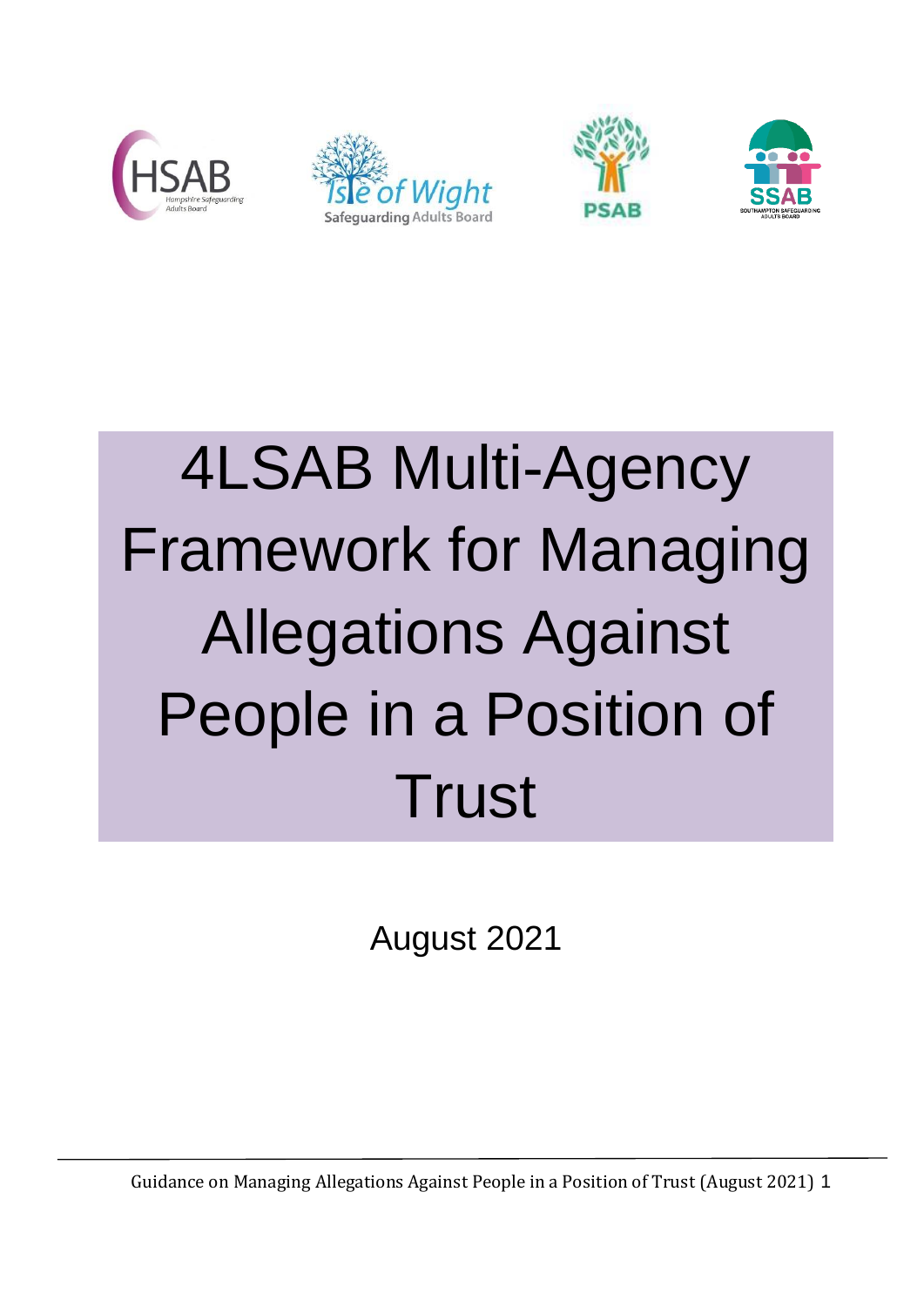# 4LSAB Multi-Agency Framework for Managing Allegations Against People in a Position of Trust

August 2021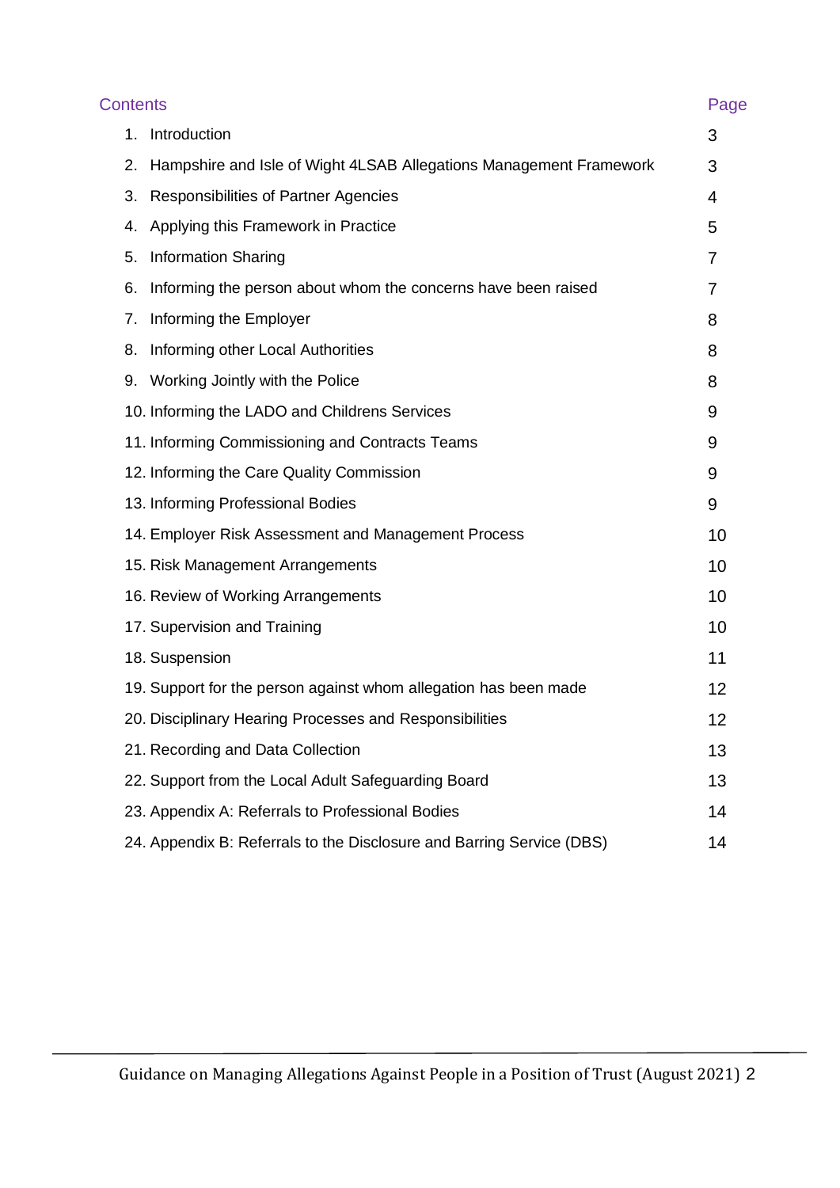## Contents

| | Page |
|---|---|
| 1. Introduction | 3 |
| 2. Hampshire and Isle of Wight 4LSAB Allegations Management Framework | 3 |
| 3. Responsibilities of Partner Agencies | 4 |
| 4. Applying this Framework in Practice | 5 |
| 5. Information Sharing | 7 |
| 6. Informing the person about whom the concerns have been raised | 7 |
| 7. Informing the Employer | 8 |
| 8. Informing other Local Authorities | 8 |
| 9. Working Jointly with the Police | 8 |
| 10. Informing the LADO and Childrens Services | 9 |
| 11. Informing Commissioning and Contracts Teams | 9 |
| 12. Informing the Care Quality Commission | 9 |
| 13. Informing Professional Bodies | 9 |
| 14. Employer Risk Assessment and Management Process | 10 |
| 15. Risk Management Arrangements | 10 |
| 16. Review of Working Arrangements | 10 |
| 17. Supervision and Training | 10 |
| 18. Suspension | 11 |
| 19. Support for the person against whom allegation has been made | 12 |
| 20. Disciplinary Hearing Processes and Responsibilities | 12 |
| 21. Recording and Data Collection | 13 |
| 22. Support from the Local Adult Safeguarding Board | 13 |
| 23. Appendix A: Referrals to Professional Bodies | 14 |
| 24. Appendix B: Referrals to the Disclosure and Barring Service (DBS) | 14 |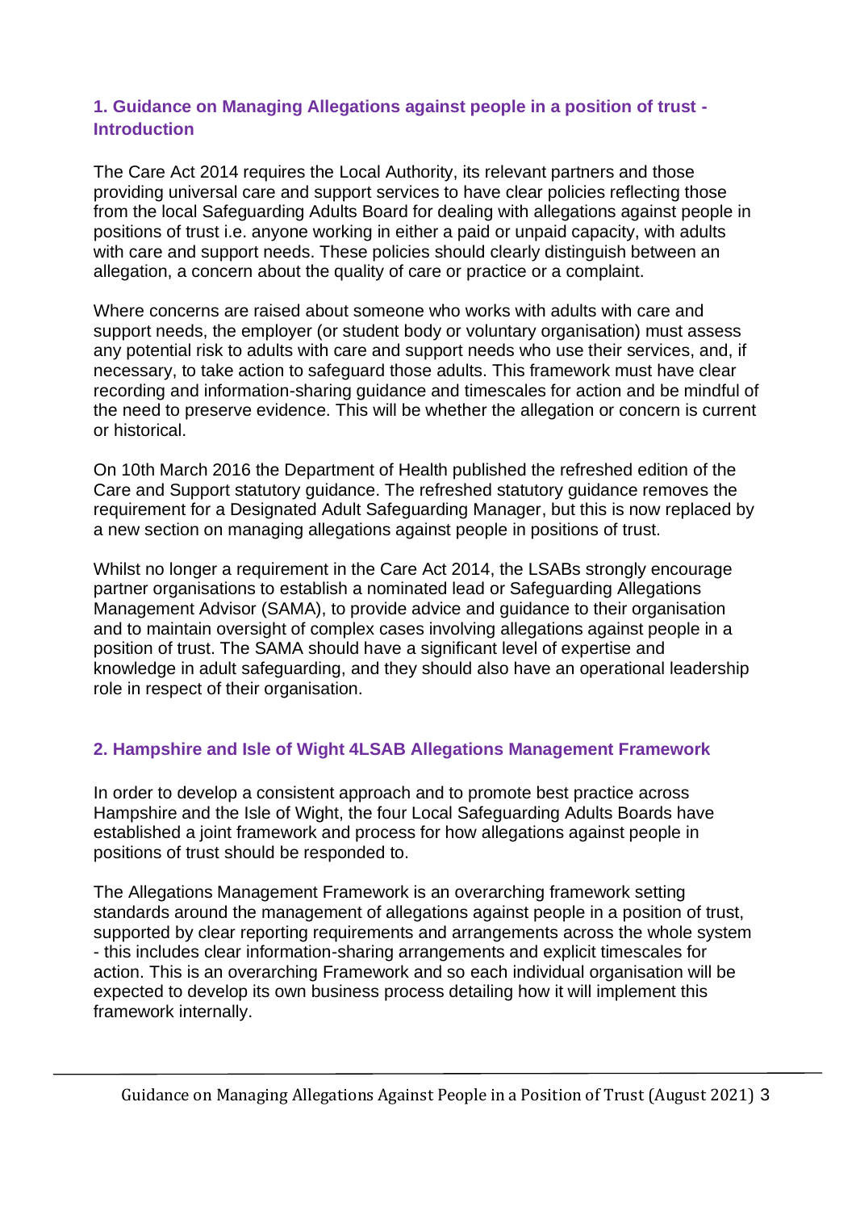## 1. Guidance on Managing Allegations against people in a position of trust - Introduction

The Care Act 2014 requires the Local Authority, its relevant partners and those providing universal care and support services to have clear policies reflecting those from the local Safeguarding Adults Board for dealing with allegations against people in positions of trust i.e. anyone working in either a paid or unpaid capacity, with adults with care and support needs. These policies should clearly distinguish between an allegation, a concern about the quality of care or practice or a complaint.

Where concerns are raised about someone who works with adults with care and support needs, the employer (or student body or voluntary organisation) must assess any potential risk to adults with care and support needs who use their services, and, if necessary, to take action to safeguard those adults. This framework must have clear recording and information-sharing guidance and timescales for action and be mindful of the need to preserve evidence. This will be whether the allegation or concern is current or historical.

On 10th March 2016 the Department of Health published the refreshed edition of the Care and Support statutory guidance. The refreshed statutory guidance removes the requirement for a Designated Adult Safeguarding Manager, but this is now replaced by a new section on managing allegations against people in positions of trust.

Whilst no longer a requirement in the Care Act 2014, the LSABs strongly encourage partner organisations to establish a nominated lead or Safeguarding Allegations Management Advisor (SAMA), to provide advice and guidance to their organisation and to maintain oversight of complex cases involving allegations against people in a position of trust. The SAMA should have a significant level of expertise and knowledge in adult safeguarding, and they should also have an operational leadership role in respect of their organisation.

## 2. Hampshire and Isle of Wight 4LSAB Allegations Management Framework

In order to develop a consistent approach and to promote best practice across Hampshire and the Isle of Wight, the four Local Safeguarding Adults Boards have established a joint framework and process for how allegations against people in positions of trust should be responded to.

The Allegations Management Framework is an overarching framework setting standards around the management of allegations against people in a position of trust, supported by clear reporting requirements and arrangements across the whole system - this includes clear information-sharing arrangements and explicit timescales for action. This is an overarching Framework and so each individual organisation will be expected to develop its own business process detailing how it will implement this framework internally.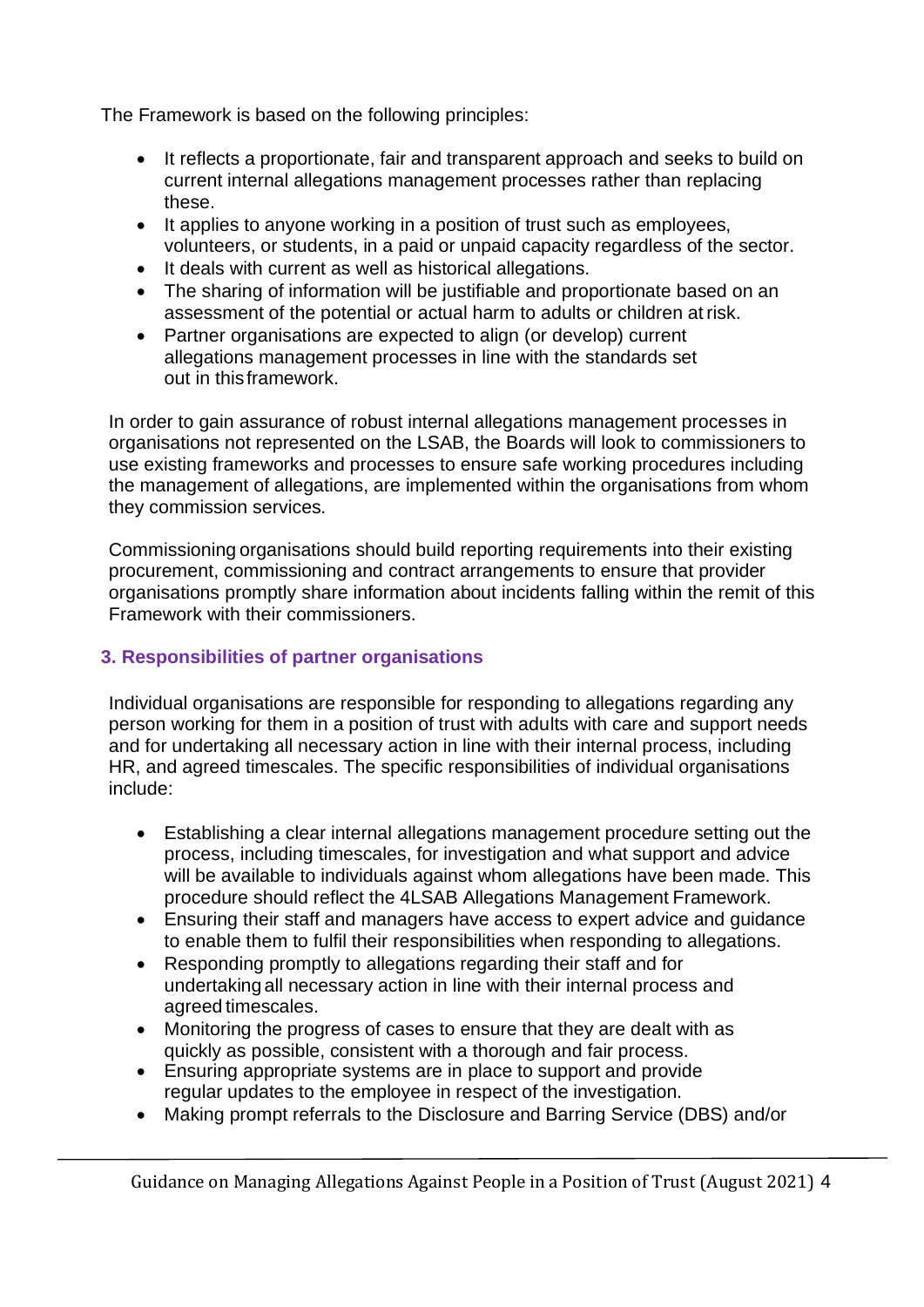The Framework is based on the following principles:

- It reflects a proportionate, fair and transparent approach and seeks to build on current internal allegations management processes rather than replacing these.
- It applies to anyone working in a position of trust such as employees, volunteers, or students, in a paid or unpaid capacity regardless of the sector.
- It deals with current as well as historical allegations.
- The sharing of information will be justifiable and proportionate based on an assessment of the potential or actual harm to adults or children at risk.
- Partner organisations are expected to align (or develop) current allegations management processes in line with the standards set out in this framework.

In order to gain assurance of robust internal allegations management processes in organisations not represented on the LSAB, the Boards will look to commissioners to use existing frameworks and processes to ensure safe working procedures including the management of allegations, are implemented within the organisations from whom they commission services.

Commissioning organisations should build reporting requirements into their existing procurement, commissioning and contract arrangements to ensure that provider organisations promptly share information about incidents falling within the remit of this Framework with their commissioners.

## 3. Responsibilities of partner organisations

Individual organisations are responsible for responding to allegations regarding any person working for them in a position of trust with adults with care and support needs and for undertaking all necessary action in line with their internal process, including HR, and agreed timescales. The specific responsibilities of individual organisations include:

- Establishing a clear internal allegations management procedure setting out the process, including timescales, for investigation and what support and advice will be available to individuals against whom allegations have been made. This procedure should reflect the 4LSAB Allegations Management Framework.
- Ensuring their staff and managers have access to expert advice and guidance to enable them to fulfil their responsibilities when responding to allegations.
- Responding promptly to allegations regarding their staff and for undertaking all necessary action in line with their internal process and agreed timescales.
- Monitoring the progress of cases to ensure that they are dealt with as quickly as possible, consistent with a thorough and fair process.
- Ensuring appropriate systems are in place to support and provide regular updates to the employee in respect of the investigation.
- Making prompt referrals to the Disclosure and Barring Service (DBS) and/or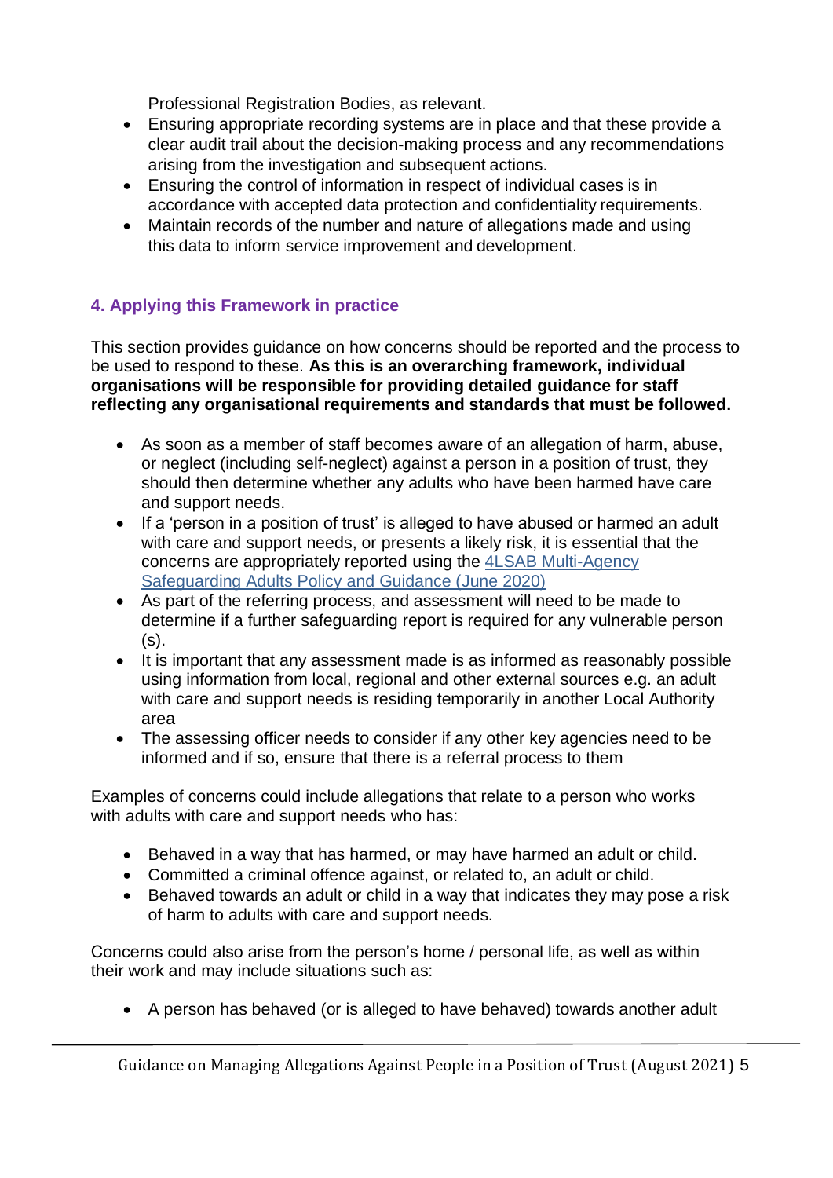Professional Registration Bodies, as relevant.

- Ensuring appropriate recording systems are in place and that these provide a clear audit trail about the decision-making process and any recommendations arising from the investigation and subsequent actions.
- Ensuring the control of information in respect of individual cases is in accordance with accepted data protection and confidentiality requirements.
- Maintain records of the number and nature of allegations made and using this data to inform service improvement and development.

## 4. Applying this Framework in practice

This section provides guidance on how concerns should be reported and the process to be used to respond to these. **As this is an overarching framework, individual organisations will be responsible for providing detailed guidance for staff reflecting any organisational requirements and standards that must be followed.**

- As soon as a member of staff becomes aware of an allegation of harm, abuse, or neglect (including self-neglect) against a person in a position of trust, they should then determine whether any adults who have been harmed have care and support needs.
- If a 'person in a position of trust' is alleged to have abused or harmed an adult with care and support needs, or presents a likely risk, it is essential that the concerns are appropriately reported using the [4LSAB Multi-Agency Safeguarding Adults Policy and Guidance (June 2020)]
- As part of the referring process, and assessment will need to be made to determine if a further safeguarding report is required for any vulnerable person (s).
- It is important that any assessment made is as informed as reasonably possible using information from local, regional and other external sources e.g. an adult with care and support needs is residing temporarily in another Local Authority area
- The assessing officer needs to consider if any other key agencies need to be informed and if so, ensure that there is a referral process to them

Examples of concerns could include allegations that relate to a person who works with adults with care and support needs who has:

- Behaved in a way that has harmed, or may have harmed an adult or child.
- Committed a criminal offence against, or related to, an adult or child.
- Behaved towards an adult or child in a way that indicates they may pose a risk of harm to adults with care and support needs.

Concerns could also arise from the person's home / personal life, as well as within their work and may include situations such as:

- A person has behaved (or is alleged to have behaved) towards another adult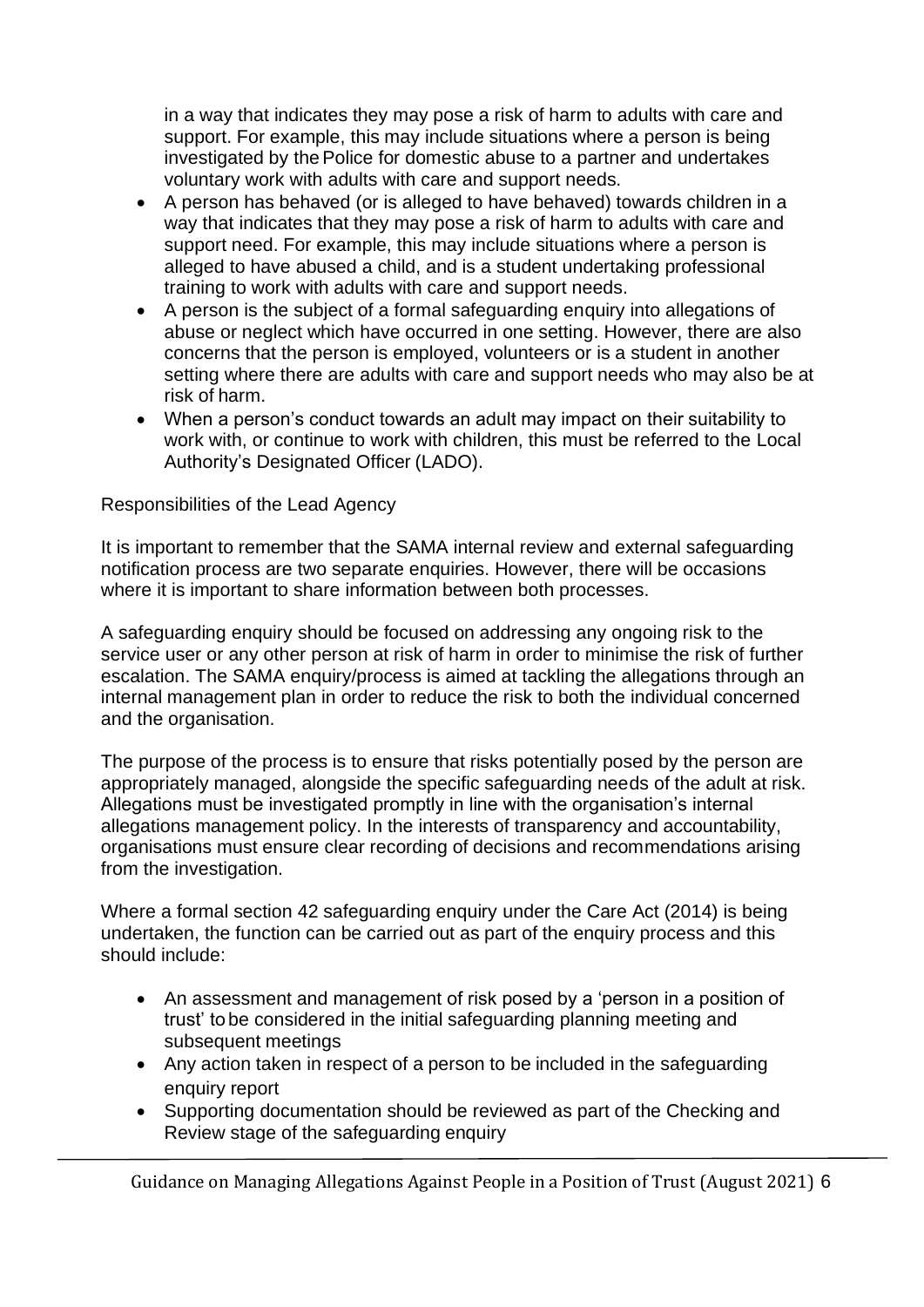in a way that indicates they may pose a risk of harm to adults with care and support. For example, this may include situations where a person is being investigated by the Police for domestic abuse to a partner and undertakes voluntary work with adults with care and support needs.

- A person has behaved (or is alleged to have behaved) towards children in a way that indicates that they may pose a risk of harm to adults with care and support need. For example, this may include situations where a person is alleged to have abused a child, and is a student undertaking professional training to work with adults with care and support needs.
- A person is the subject of a formal safeguarding enquiry into allegations of abuse or neglect which have occurred in one setting. However, there are also concerns that the person is employed, volunteers or is a student in another setting where there are adults with care and support needs who may also be at risk of harm.
- When a person's conduct towards an adult may impact on their suitability to work with, or continue to work with children, this must be referred to the Local Authority's Designated Officer (LADO).

Responsibilities of the Lead Agency

It is important to remember that the SAMA internal review and external safeguarding notification process are two separate enquiries. However, there will be occasions where it is important to share information between both processes.

A safeguarding enquiry should be focused on addressing any ongoing risk to the service user or any other person at risk of harm in order to minimise the risk of further escalation. The SAMA enquiry/process is aimed at tackling the allegations through an internal management plan in order to reduce the risk to both the individual concerned and the organisation.

The purpose of the process is to ensure that risks potentially posed by the person are appropriately managed, alongside the specific safeguarding needs of the adult at risk. Allegations must be investigated promptly in line with the organisation's internal allegations management policy. In the interests of transparency and accountability, organisations must ensure clear recording of decisions and recommendations arising from the investigation.

Where a formal section 42 safeguarding enquiry under the Care Act (2014) is being undertaken, the function can be carried out as part of the enquiry process and this should include:

- An assessment and management of risk posed by a 'person in a position of trust' to be considered in the initial safeguarding planning meeting and subsequent meetings
- Any action taken in respect of a person to be included in the safeguarding enquiry report
- Supporting documentation should be reviewed as part of the Checking and Review stage of the safeguarding enquiry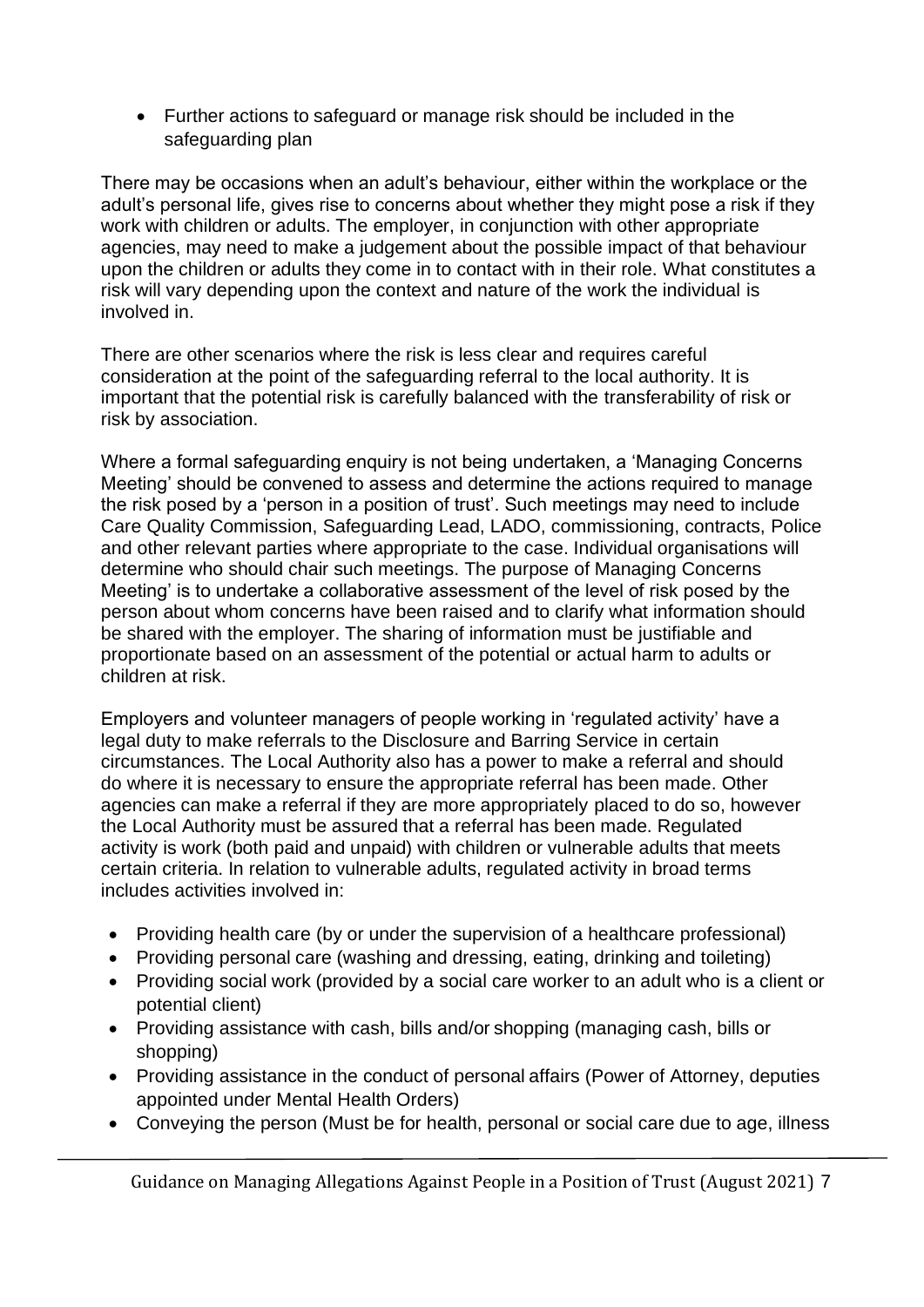- Further actions to safeguard or manage risk should be included in the safeguarding plan

There may be occasions when an adult's behaviour, either within the workplace or the adult's personal life, gives rise to concerns about whether they might pose a risk if they work with children or adults. The employer, in conjunction with other appropriate agencies, may need to make a judgement about the possible impact of that behaviour upon the children or adults they come in to contact with in their role. What constitutes a risk will vary depending upon the context and nature of the work the individual is involved in.

There are other scenarios where the risk is less clear and requires careful consideration at the point of the safeguarding referral to the local authority. It is important that the potential risk is carefully balanced with the transferability of risk or risk by association.

Where a formal safeguarding enquiry is not being undertaken, a 'Managing Concerns Meeting' should be convened to assess and determine the actions required to manage the risk posed by a 'person in a position of trust'. Such meetings may need to include Care Quality Commission, Safeguarding Lead, LADO, commissioning, contracts, Police and other relevant parties where appropriate to the case. Individual organisations will determine who should chair such meetings. The purpose of Managing Concerns Meeting' is to undertake a collaborative assessment of the level of risk posed by the person about whom concerns have been raised and to clarify what information should be shared with the employer. The sharing of information must be justifiable and proportionate based on an assessment of the potential or actual harm to adults or children at risk.

Employers and volunteer managers of people working in 'regulated activity' have a legal duty to make referrals to the Disclosure and Barring Service in certain circumstances. The Local Authority also has a power to make a referral and should do where it is necessary to ensure the appropriate referral has been made. Other agencies can make a referral if they are more appropriately placed to do so, however the Local Authority must be assured that a referral has been made. Regulated activity is work (both paid and unpaid) with children or vulnerable adults that meets certain criteria. In relation to vulnerable adults, regulated activity in broad terms includes activities involved in:

- Providing health care (by or under the supervision of a healthcare professional)
- Providing personal care (washing and dressing, eating, drinking and toileting)
- Providing social work (provided by a social care worker to an adult who is a client or potential client)
- Providing assistance with cash, bills and/or shopping (managing cash, bills or shopping)
- Providing assistance in the conduct of personal affairs (Power of Attorney, deputies appointed under Mental Health Orders)
- Conveying the person (Must be for health, personal or social care due to age, illness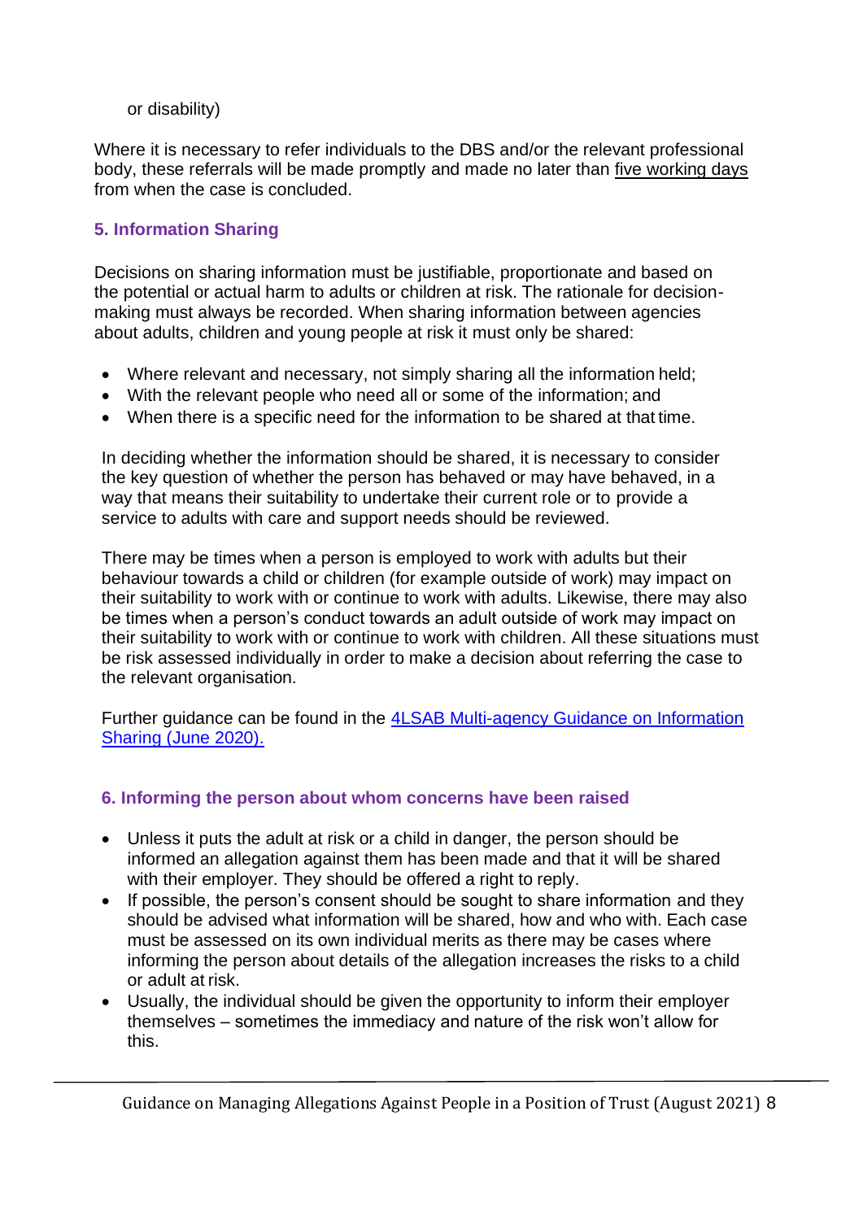or disability)

Where it is necessary to refer individuals to the DBS and/or the relevant professional body, these referrals will be made promptly and made no later than five working days from when the case is concluded.

## 5. Information Sharing

Decisions on sharing information must be justifiable, proportionate and based on the potential or actual harm to adults or children at risk. The rationale for decision-making must always be recorded. When sharing information between agencies about adults, children and young people at risk it must only be shared:

- Where relevant and necessary, not simply sharing all the information held;
- With the relevant people who need all or some of the information; and
- When there is a specific need for the information to be shared at that time.

In deciding whether the information should be shared, it is necessary to consider the key question of whether the person has behaved or may have behaved, in a way that means their suitability to undertake their current role or to provide a service to adults with care and support needs should be reviewed.

There may be times when a person is employed to work with adults but their behaviour towards a child or children (for example outside of work) may impact on their suitability to work with or continue to work with adults. Likewise, there may also be times when a person's conduct towards an adult outside of work may impact on their suitability to work with or continue to work with children. All these situations must be risk assessed individually in order to make a decision about referring the case to the relevant organisation.

Further guidance can be found in the 4LSAB Multi-agency Guidance on Information Sharing (June 2020).

## 6. Informing the person about whom concerns have been raised

- Unless it puts the adult at risk or a child in danger, the person should be informed an allegation against them has been made and that it will be shared with their employer. They should be offered a right to reply.
- If possible, the person's consent should be sought to share information and they should be advised what information will be shared, how and who with. Each case must be assessed on its own individual merits as there may be cases where informing the person about details of the allegation increases the risks to a child or adult at risk.
- Usually, the individual should be given the opportunity to inform their employer themselves – sometimes the immediacy and nature of the risk won't allow for this.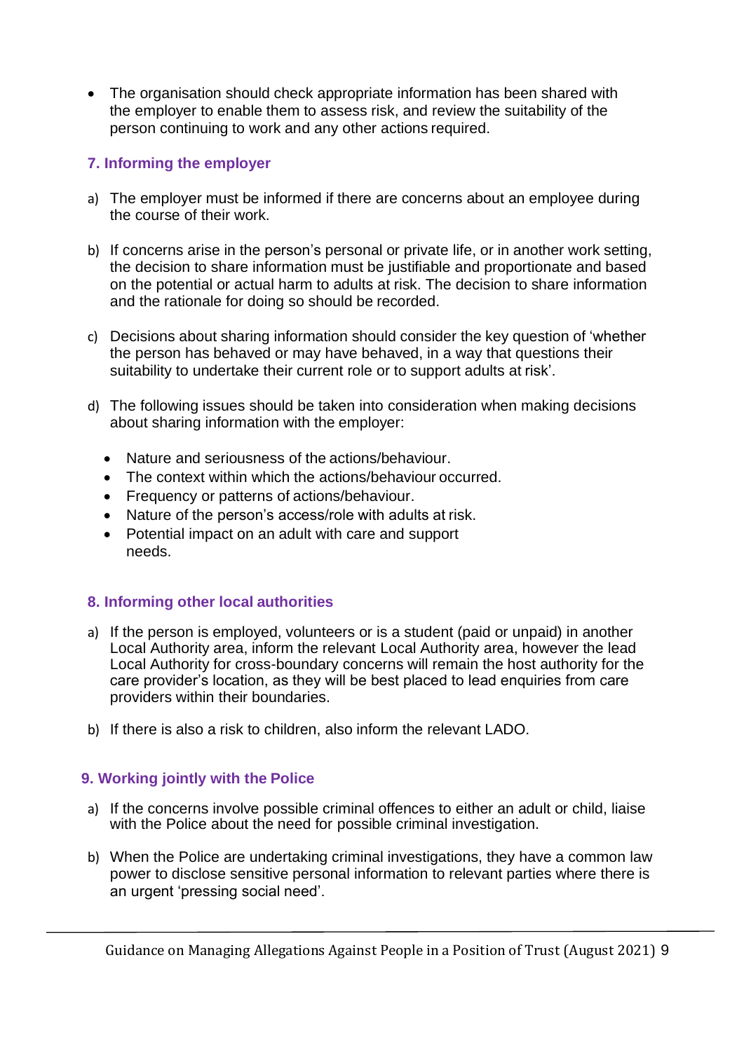- The organisation should check appropriate information has been shared with the employer to enable them to assess risk, and review the suitability of the person continuing to work and any other actions required.

## 7. Informing the employer

a) The employer must be informed if there are concerns about an employee during the course of their work.

b) If concerns arise in the person's personal or private life, or in another work setting, the decision to share information must be justifiable and proportionate and based on the potential or actual harm to adults at risk. The decision to share information and the rationale for doing so should be recorded.

c) Decisions about sharing information should consider the key question of 'whether the person has behaved or may have behaved, in a way that questions their suitability to undertake their current role or to support adults at risk'.

d) The following issues should be taken into consideration when making decisions about sharing information with the employer:

- Nature and seriousness of the actions/behaviour.
- The context within which the actions/behaviour occurred.
- Frequency or patterns of actions/behaviour.
- Nature of the person's access/role with adults at risk.
- Potential impact on an adult with care and support needs.

## 8. Informing other local authorities

a) If the person is employed, volunteers or is a student (paid or unpaid) in another Local Authority area, inform the relevant Local Authority area, however the lead Local Authority for cross-boundary concerns will remain the host authority for the care provider's location, as they will be best placed to lead enquiries from care providers within their boundaries.

b) If there is also a risk to children, also inform the relevant LADO.

## 9. Working jointly with the Police

a) If the concerns involve possible criminal offences to either an adult or child, liaise with the Police about the need for possible criminal investigation.

b) When the Police are undertaking criminal investigations, they have a common law power to disclose sensitive personal information to relevant parties where there is an urgent 'pressing social need'.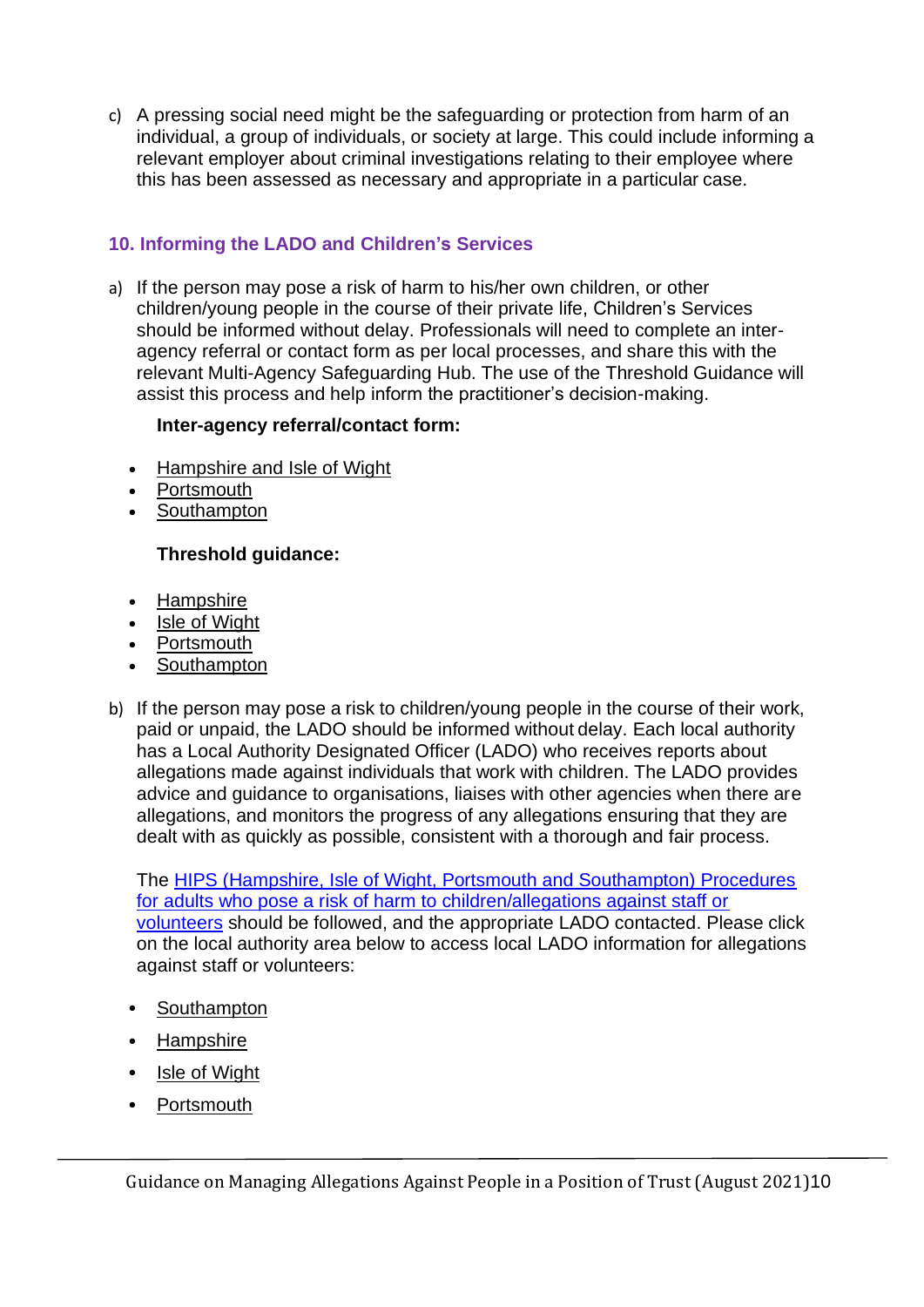c) A pressing social need might be the safeguarding or protection from harm of an individual, a group of individuals, or society at large. This could include informing a relevant employer about criminal investigations relating to their employee where this has been assessed as necessary and appropriate in a particular case.

## 10. Informing the LADO and Children's Services

a) If the person may pose a risk of harm to his/her own children, or other children/young people in the course of their private life, Children's Services should be informed without delay. Professionals will need to complete an inter-agency referral or contact form as per local processes, and share this with the relevant Multi-Agency Safeguarding Hub. The use of the Threshold Guidance will assist this process and help inform the practitioner's decision-making.

**Inter-agency referral/contact form:**

- Hampshire and Isle of Wight
- Portsmouth
- Southampton

**Threshold guidance:**

- Hampshire
- Isle of Wight
- Portsmouth
- Southampton

b) If the person may pose a risk to children/young people in the course of their work, paid or unpaid, the LADO should be informed without delay. Each local authority has a Local Authority Designated Officer (LADO) who receives reports about allegations made against individuals that work with children. The LADO provides advice and guidance to organisations, liaises with other agencies when there are allegations, and monitors the progress of any allegations ensuring that they are dealt with as quickly as possible, consistent with a thorough and fair process.

The HIPS (Hampshire, Isle of Wight, Portsmouth and Southampton) Procedures for adults who pose a risk of harm to children/allegations against staff or volunteers should be followed, and the appropriate LADO contacted. Please click on the local authority area below to access local LADO information for allegations against staff or volunteers:

- Southampton
- Hampshire
- Isle of Wight
- Portsmouth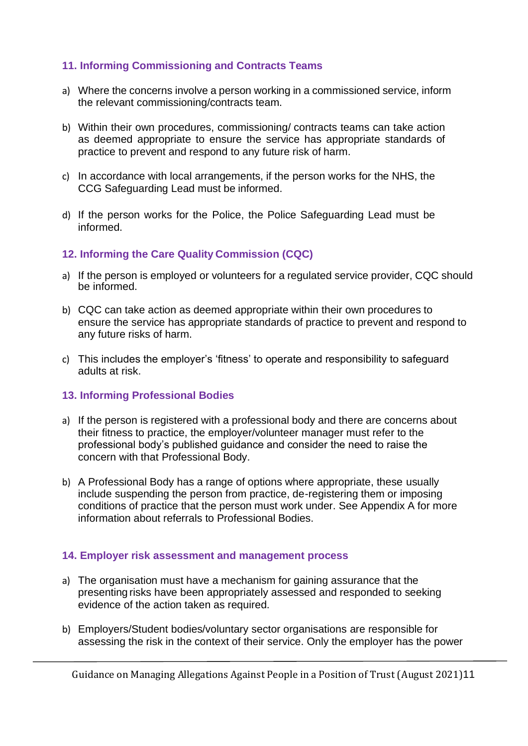## 11. Informing Commissioning and Contracts Teams

a) Where the concerns involve a person working in a commissioned service, inform the relevant commissioning/contracts team.

b) Within their own procedures, commissioning/ contracts teams can take action as deemed appropriate to ensure the service has appropriate standards of practice to prevent and respond to any future risk of harm.

c) In accordance with local arrangements, if the person works for the NHS, the CCG Safeguarding Lead must be informed.

d) If the person works for the Police, the Police Safeguarding Lead must be informed.

## 12. Informing the Care Quality Commission (CQC)

a) If the person is employed or volunteers for a regulated service provider, CQC should be informed.

b) CQC can take action as deemed appropriate within their own procedures to ensure the service has appropriate standards of practice to prevent and respond to any future risks of harm.

c) This includes the employer's 'fitness' to operate and responsibility to safeguard adults at risk.

## 13. Informing Professional Bodies

a) If the person is registered with a professional body and there are concerns about their fitness to practice, the employer/volunteer manager must refer to the professional body's published guidance and consider the need to raise the concern with that Professional Body.

b) A Professional Body has a range of options where appropriate, these usually include suspending the person from practice, de-registering them or imposing conditions of practice that the person must work under. See Appendix A for more information about referrals to Professional Bodies.

## 14. Employer risk assessment and management process

a) The organisation must have a mechanism for gaining assurance that the presenting risks have been appropriately assessed and responded to seeking evidence of the action taken as required.

b) Employers/Student bodies/voluntary sector organisations are responsible for assessing the risk in the context of their service. Only the employer has the power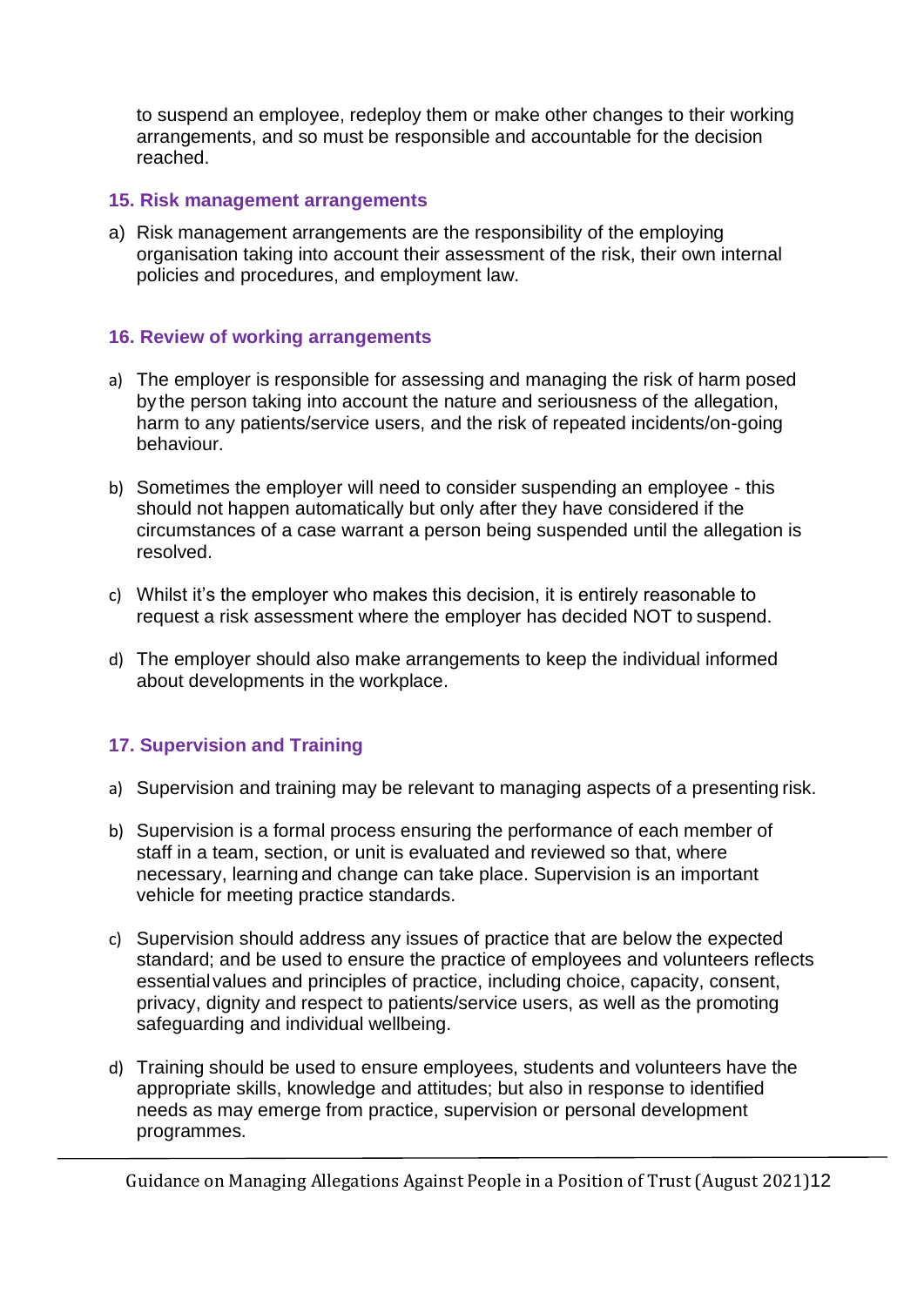to suspend an employee, redeploy them or make other changes to their working arrangements, and so must be responsible and accountable for the decision reached.

## 15. Risk management arrangements

a) Risk management arrangements are the responsibility of the employing organisation taking into account their assessment of the risk, their own internal policies and procedures, and employment law.

## 16. Review of working arrangements

a) The employer is responsible for assessing and managing the risk of harm posed by the person taking into account the nature and seriousness of the allegation, harm to any patients/service users, and the risk of repeated incidents/on-going behaviour.

b) Sometimes the employer will need to consider suspending an employee - this should not happen automatically but only after they have considered if the circumstances of a case warrant a person being suspended until the allegation is resolved.

c) Whilst it's the employer who makes this decision, it is entirely reasonable to request a risk assessment where the employer has decided NOT to suspend.

d) The employer should also make arrangements to keep the individual informed about developments in the workplace.

## 17. Supervision and Training

a) Supervision and training may be relevant to managing aspects of a presenting risk.

b) Supervision is a formal process ensuring the performance of each member of staff in a team, section, or unit is evaluated and reviewed so that, where necessary, learning and change can take place. Supervision is an important vehicle for meeting practice standards.

c) Supervision should address any issues of practice that are below the expected standard; and be used to ensure the practice of employees and volunteers reflects essential values and principles of practice, including choice, capacity, consent, privacy, dignity and respect to patients/service users, as well as the promoting safeguarding and individual wellbeing.

d) Training should be used to ensure employees, students and volunteers have the appropriate skills, knowledge and attitudes; but also in response to identified needs as may emerge from practice, supervision or personal development programmes.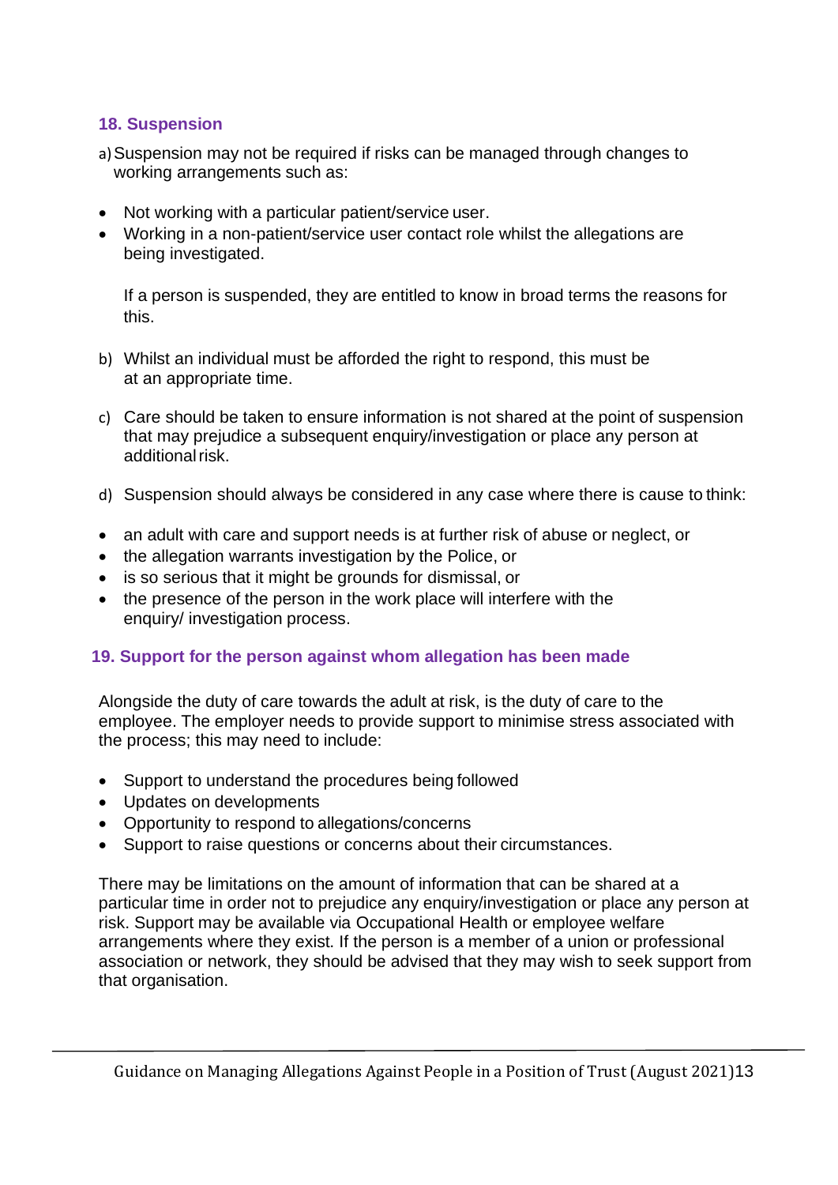## 18. Suspension

a) Suspension may not be required if risks can be managed through changes to working arrangements such as:

- Not working with a particular patient/service user.
- Working in a non-patient/service user contact role whilst the allegations are being investigated.

  If a person is suspended, they are entitled to know in broad terms the reasons for this.

b) Whilst an individual must be afforded the right to respond, this must be at an appropriate time.

c) Care should be taken to ensure information is not shared at the point of suspension that may prejudice a subsequent enquiry/investigation or place any person at additional risk.

d) Suspension should always be considered in any case where there is cause to think:

- an adult with care and support needs is at further risk of abuse or neglect, or
- the allegation warrants investigation by the Police, or
- is so serious that it might be grounds for dismissal, or
- the presence of the person in the work place will interfere with the enquiry/ investigation process.

## 19. Support for the person against whom allegation has been made

Alongside the duty of care towards the adult at risk, is the duty of care to the employee. The employer needs to provide support to minimise stress associated with the process; this may need to include:

- Support to understand the procedures being followed
- Updates on developments
- Opportunity to respond to allegations/concerns
- Support to raise questions or concerns about their circumstances.

There may be limitations on the amount of information that can be shared at a particular time in order not to prejudice any enquiry/investigation or place any person at risk. Support may be available via Occupational Health or employee welfare arrangements where they exist. If the person is a member of a union or professional association or network, they should be advised that they may wish to seek support from that organisation.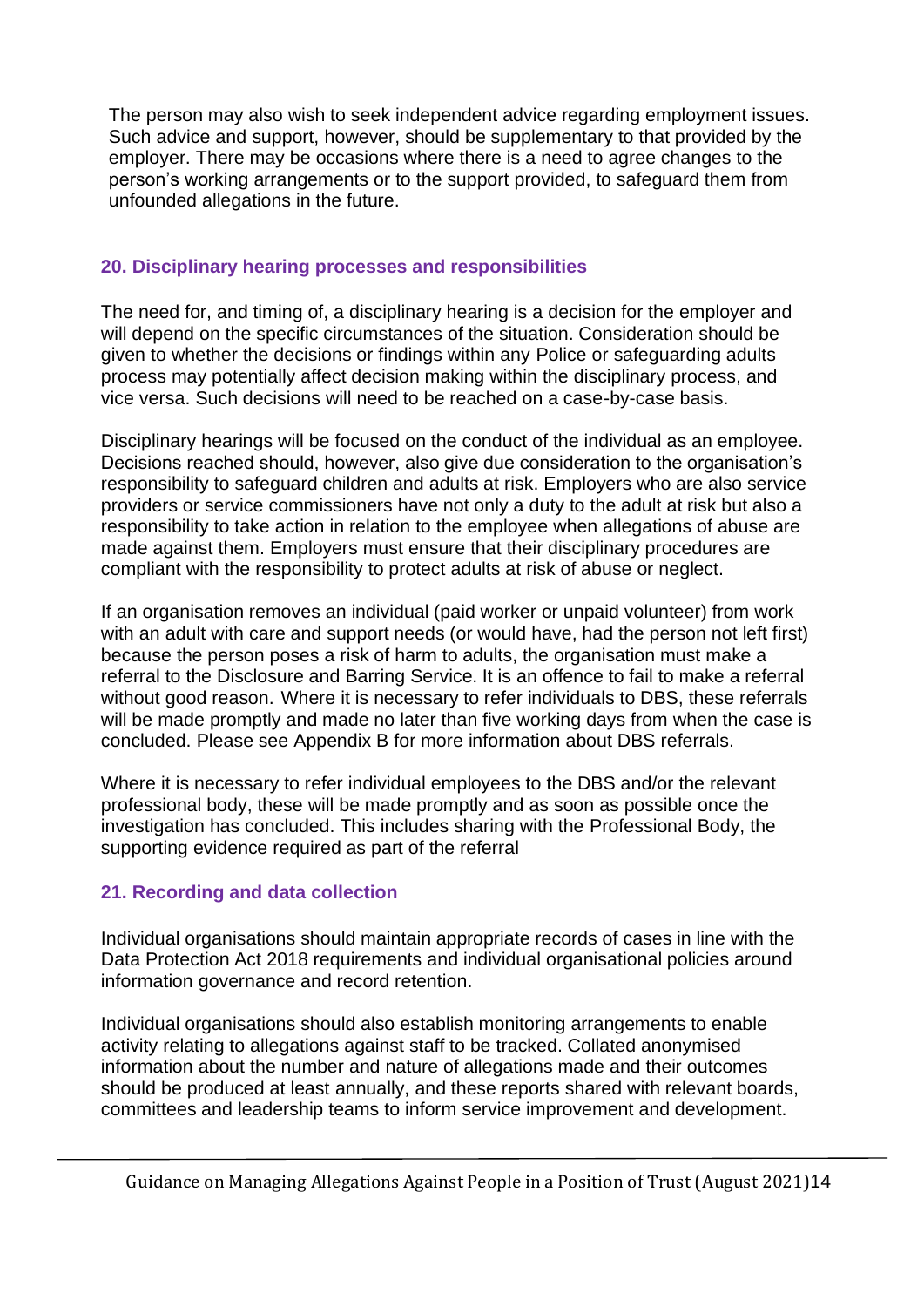The person may also wish to seek independent advice regarding employment issues. Such advice and support, however, should be supplementary to that provided by the employer. There may be occasions where there is a need to agree changes to the person's working arrangements or to the support provided, to safeguard them from unfounded allegations in the future.

## 20. Disciplinary hearing processes and responsibilities

The need for, and timing of, a disciplinary hearing is a decision for the employer and will depend on the specific circumstances of the situation. Consideration should be given to whether the decisions or findings within any Police or safeguarding adults process may potentially affect decision making within the disciplinary process, and vice versa. Such decisions will need to be reached on a case-by-case basis.

Disciplinary hearings will be focused on the conduct of the individual as an employee. Decisions reached should, however, also give due consideration to the organisation's responsibility to safeguard children and adults at risk. Employers who are also service providers or service commissioners have not only a duty to the adult at risk but also a responsibility to take action in relation to the employee when allegations of abuse are made against them. Employers must ensure that their disciplinary procedures are compliant with the responsibility to protect adults at risk of abuse or neglect.

If an organisation removes an individual (paid worker or unpaid volunteer) from work with an adult with care and support needs (or would have, had the person not left first) because the person poses a risk of harm to adults, the organisation must make a referral to the Disclosure and Barring Service. It is an offence to fail to make a referral without good reason. Where it is necessary to refer individuals to DBS, these referrals will be made promptly and made no later than five working days from when the case is concluded. Please see Appendix B for more information about DBS referrals.

Where it is necessary to refer individual employees to the DBS and/or the relevant professional body, these will be made promptly and as soon as possible once the investigation has concluded. This includes sharing with the Professional Body, the supporting evidence required as part of the referral

## 21. Recording and data collection

Individual organisations should maintain appropriate records of cases in line with the Data Protection Act 2018 requirements and individual organisational policies around information governance and record retention.

Individual organisations should also establish monitoring arrangements to enable activity relating to allegations against staff to be tracked. Collated anonymised information about the number and nature of allegations made and their outcomes should be produced at least annually, and these reports shared with relevant boards, committees and leadership teams to inform service improvement and development.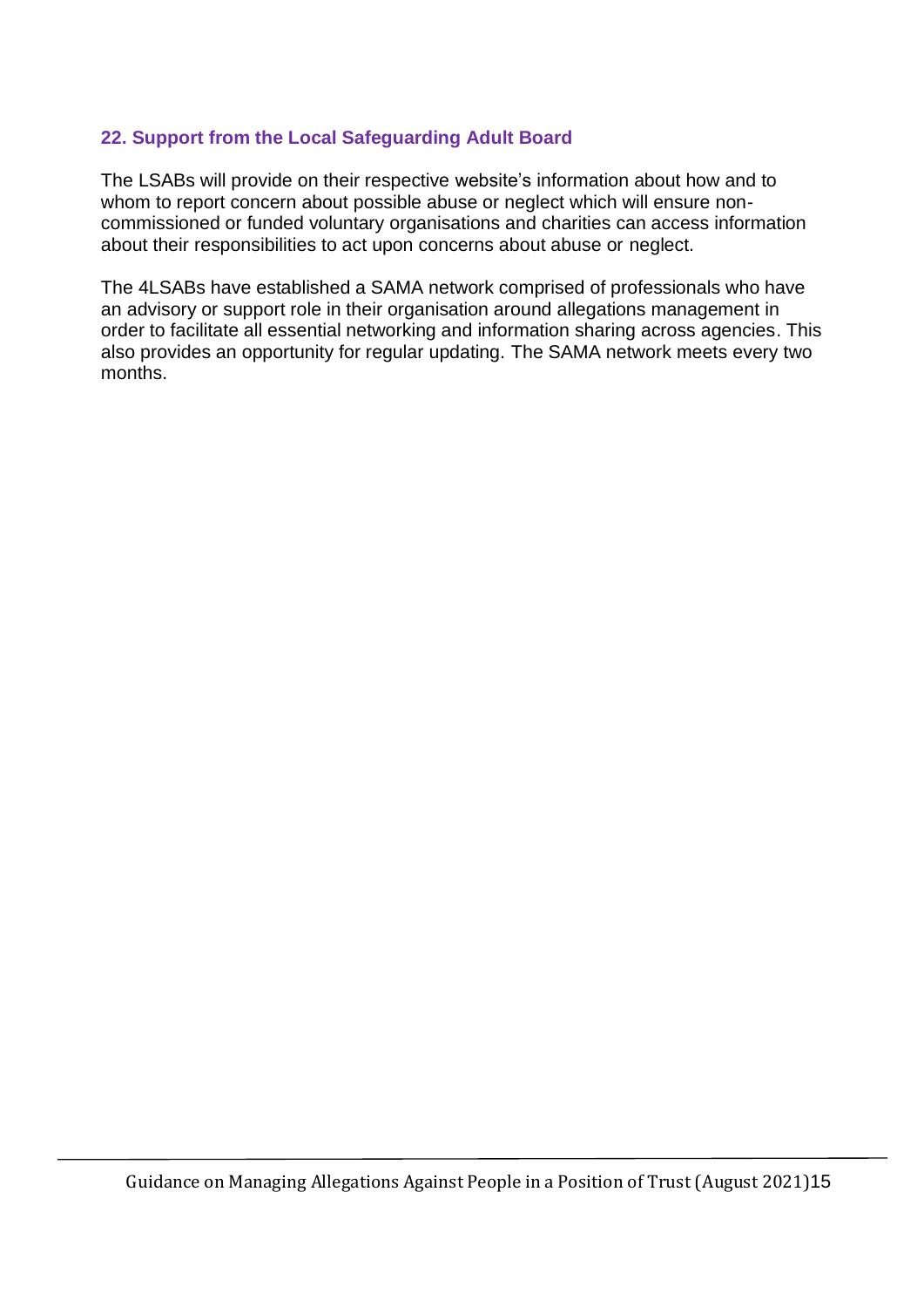## 22. Support from the Local Safeguarding Adult Board

The LSABs will provide on their respective website's information about how and to whom to report concern about possible abuse or neglect which will ensure non-commissioned or funded voluntary organisations and charities can access information about their responsibilities to act upon concerns about abuse or neglect.

The 4LSABs have established a SAMA network comprised of professionals who have an advisory or support role in their organisation around allegations management in order to facilitate all essential networking and information sharing across agencies. This also provides an opportunity for regular updating. The SAMA network meets every two months.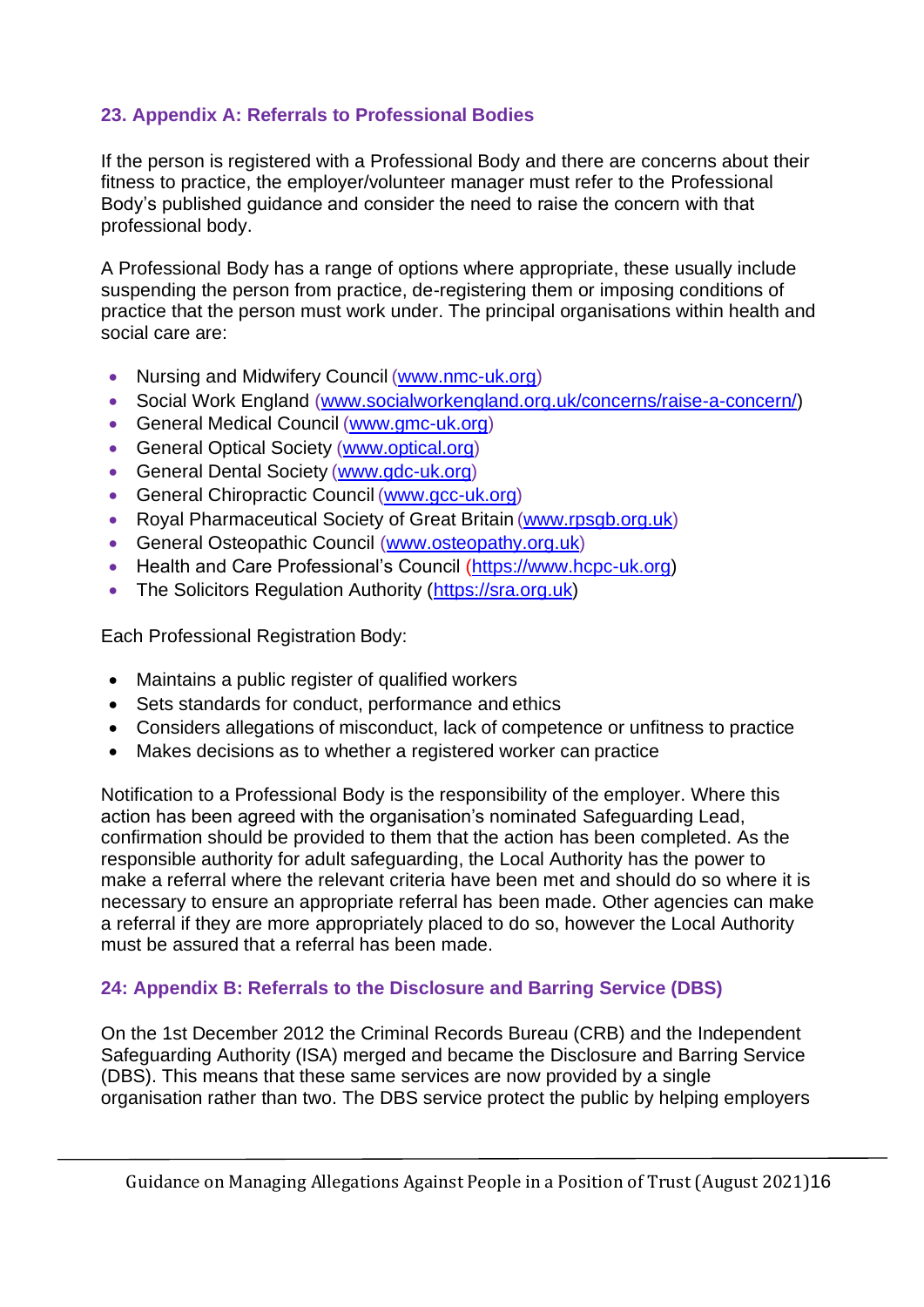## 23. Appendix A: Referrals to Professional Bodies

If the person is registered with a Professional Body and there are concerns about their fitness to practice, the employer/volunteer manager must refer to the Professional Body's published guidance and consider the need to raise the concern with that professional body.

A Professional Body has a range of options where appropriate, these usually include suspending the person from practice, de-registering them or imposing conditions of practice that the person must work under. The principal organisations within health and social care are:

- Nursing and Midwifery Council (www.nmc-uk.org)
- Social Work England (www.socialworkengland.org.uk/concerns/raise-a-concern/)
- General Medical Council (www.gmc-uk.org)
- General Optical Society (www.optical.org)
- General Dental Society (www.gdc-uk.org)
- General Chiropractic Council (www.gcc-uk.org)
- Royal Pharmaceutical Society of Great Britain (www.rpsgb.org.uk)
- General Osteopathic Council (www.osteopathy.org.uk)
- Health and Care Professional's Council (https://www.hcpc-uk.org)
- The Solicitors Regulation Authority (https://sra.org.uk)

Each Professional Registration Body:

- Maintains a public register of qualified workers
- Sets standards for conduct, performance and ethics
- Considers allegations of misconduct, lack of competence or unfitness to practice
- Makes decisions as to whether a registered worker can practice

Notification to a Professional Body is the responsibility of the employer. Where this action has been agreed with the organisation's nominated Safeguarding Lead, confirmation should be provided to them that the action has been completed. As the responsible authority for adult safeguarding, the Local Authority has the power to make a referral where the relevant criteria have been met and should do so where it is necessary to ensure an appropriate referral has been made. Other agencies can make a referral if they are more appropriately placed to do so, however the Local Authority must be assured that a referral has been made.

## 24: Appendix B: Referrals to the Disclosure and Barring Service (DBS)

On the 1st December 2012 the Criminal Records Bureau (CRB) and the Independent Safeguarding Authority (ISA) merged and became the Disclosure and Barring Service (DBS). This means that these same services are now provided by a single organisation rather than two. The DBS service protect the public by helping employers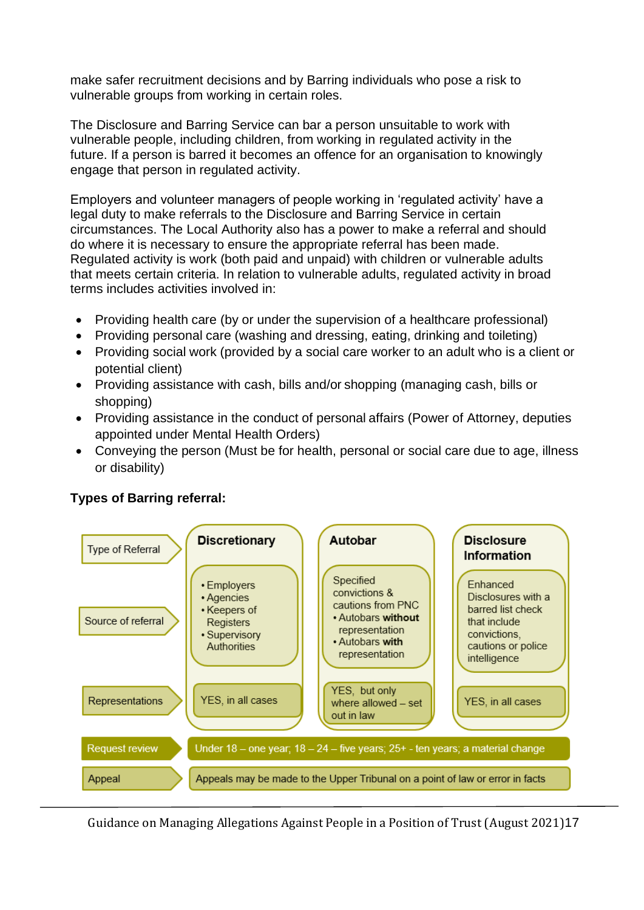make safer recruitment decisions and by Barring individuals who pose a risk to vulnerable groups from working in certain roles.

The Disclosure and Barring Service can bar a person unsuitable to work with vulnerable people, including children, from working in regulated activity in the future. If a person is barred it becomes an offence for an organisation to knowingly engage that person in regulated activity.

Employers and volunteer managers of people working in 'regulated activity' have a legal duty to make referrals to the Disclosure and Barring Service in certain circumstances. The Local Authority also has a power to make a referral and should do where it is necessary to ensure the appropriate referral has been made. Regulated activity is work (both paid and unpaid) with children or vulnerable adults that meets certain criteria. In relation to vulnerable adults, regulated activity in broad terms includes activities involved in:

- Providing health care (by or under the supervision of a healthcare professional)
- Providing personal care (washing and dressing, eating, drinking and toileting)
- Providing social work (provided by a social care worker to an adult who is a client or potential client)
- Providing assistance with cash, bills and/or shopping (managing cash, bills or shopping)
- Providing assistance in the conduct of personal affairs (Power of Attorney, deputies appointed under Mental Health Orders)
- Conveying the person (Must be for health, personal or social care due to age, illness or disability)

**Types of Barring referral:**

| Type of Referral | Discretionary | Autobar | Disclosure Information |
|---|---|---|---|
| Source of referral | • Employers<br>• Agencies<br>• Keepers of Registers<br>• Supervisory Authorities | Specified convictions & cautions from PNC<br>• Autobars **without** representation<br>• Autobars **with** representation | Enhanced Disclosures with a barred list check that include convictions, cautions or police intelligence |
| Representations | YES, in all cases | YES, but only where allowed – set out in law | YES, in all cases |
| Request review | Under 18 – one year; 18 – 24 – five years; 25+ - ten years; a material change | | |
| Appeal | Appeals may be made to the Upper Tribunal on a point of law or error in facts | | |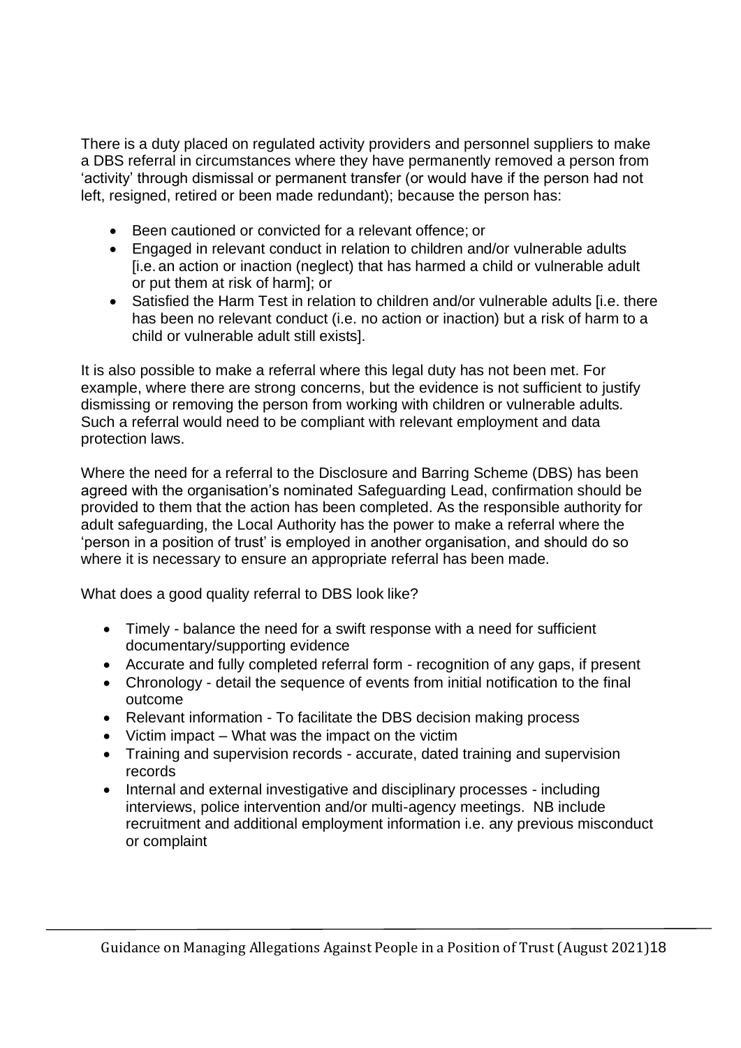There is a duty placed on regulated activity providers and personnel suppliers to make a DBS referral in circumstances where they have permanently removed a person from 'activity' through dismissal or permanent transfer (or would have if the person had not left, resigned, retired or been made redundant); because the person has:

- Been cautioned or convicted for a relevant offence; or
- Engaged in relevant conduct in relation to children and/or vulnerable adults [i.e. an action or inaction (neglect) that has harmed a child or vulnerable adult or put them at risk of harm]; or
- Satisfied the Harm Test in relation to children and/or vulnerable adults [i.e. there has been no relevant conduct (i.e. no action or inaction) but a risk of harm to a child or vulnerable adult still exists].

It is also possible to make a referral where this legal duty has not been met. For example, where there are strong concerns, but the evidence is not sufficient to justify dismissing or removing the person from working with children or vulnerable adults. Such a referral would need to be compliant with relevant employment and data protection laws.

Where the need for a referral to the Disclosure and Barring Scheme (DBS) has been agreed with the organisation's nominated Safeguarding Lead, confirmation should be provided to them that the action has been completed. As the responsible authority for adult safeguarding, the Local Authority has the power to make a referral where the 'person in a position of trust' is employed in another organisation, and should do so where it is necessary to ensure an appropriate referral has been made.

What does a good quality referral to DBS look like?

- Timely - balance the need for a swift response with a need for sufficient documentary/supporting evidence
- Accurate and fully completed referral form - recognition of any gaps, if present
- Chronology - detail the sequence of events from initial notification to the final outcome
- Relevant information - To facilitate the DBS decision making process
- Victim impact – What was the impact on the victim
- Training and supervision records - accurate, dated training and supervision records
- Internal and external investigative and disciplinary processes - including interviews, police intervention and/or multi-agency meetings. NB include recruitment and additional employment information i.e. any previous misconduct or complaint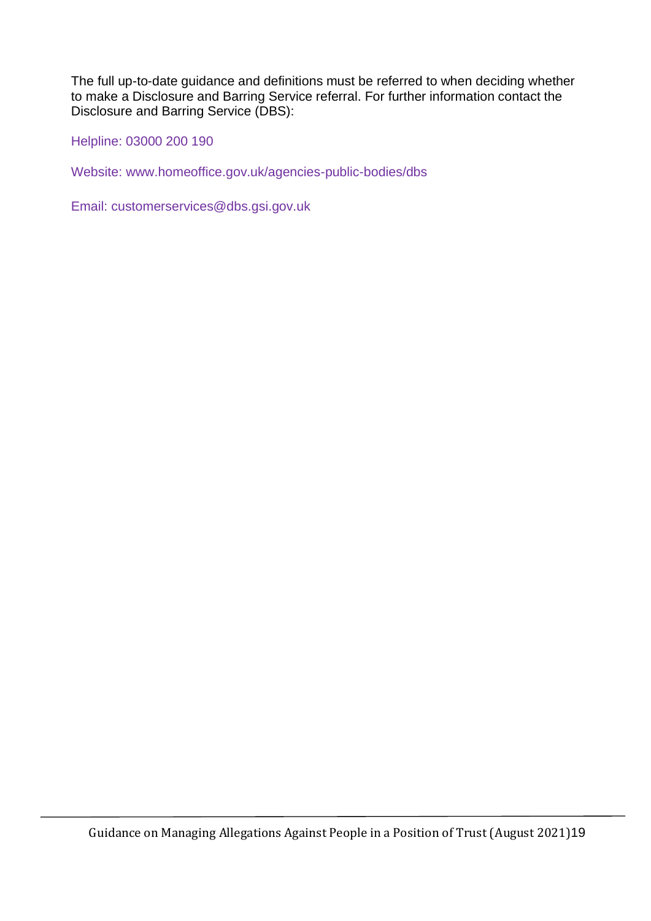The full up-to-date guidance and definitions must be referred to when deciding whether to make a Disclosure and Barring Service referral. For further information contact the Disclosure and Barring Service (DBS):

Helpline: 03000 200 190

Website: www.homeoffice.gov.uk/agencies-public-bodies/dbs

Email: customerservices@dbs.gsi.gov.uk